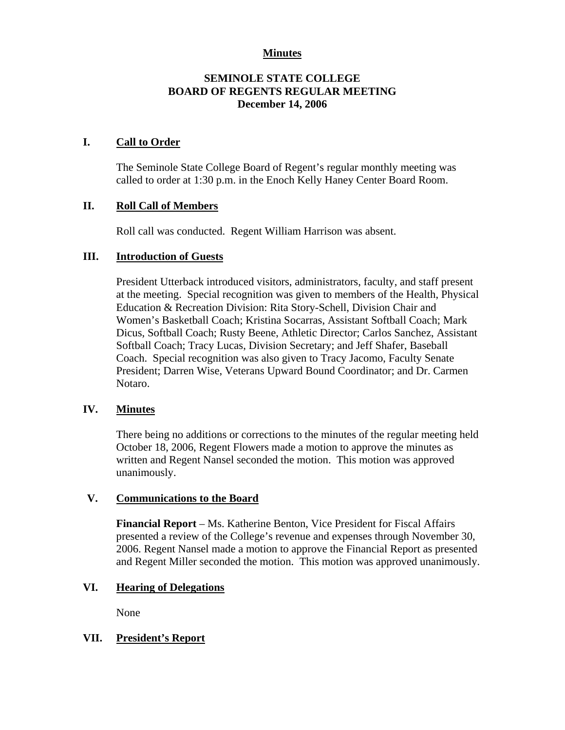**Minutes**

# SEMINOLE STATE COLLEGE
# BOARD OF REGENTS REGULAR MEETING
## December 14, 2006

## I. Call to Order

The Seminole State College Board of Regent's regular monthly meeting was called to order at 1:30 p.m. in the Enoch Kelly Haney Center Board Room.

## II. Roll Call of Members

Roll call was conducted. Regent William Harrison was absent.

## III. Introduction of Guests

President Utterback introduced visitors, administrators, faculty, and staff present at the meeting. Special recognition was given to members of the Health, Physical Education & Recreation Division: Rita Story-Schell, Division Chair and Women's Basketball Coach; Kristina Socarras, Assistant Softball Coach; Mark Dicus, Softball Coach; Rusty Beene, Athletic Director; Carlos Sanchez, Assistant Softball Coach; Tracy Lucas, Division Secretary; and Jeff Shafer, Baseball Coach. Special recognition was also given to Tracy Jacomo, Faculty Senate President; Darren Wise, Veterans Upward Bound Coordinator; and Dr. Carmen Notaro.

## IV. Minutes

There being no additions or corrections to the minutes of the regular meeting held October 18, 2006, Regent Flowers made a motion to approve the minutes as written and Regent Nansel seconded the motion. This motion was approved unanimously.

## V. Communications to the Board

**Financial Report** – Ms. Katherine Benton, Vice President for Fiscal Affairs presented a review of the College's revenue and expenses through November 30, 2006. Regent Nansel made a motion to approve the Financial Report as presented and Regent Miller seconded the motion. This motion was approved unanimously.

## VI. Hearing of Delegations

None

## VII. President's Report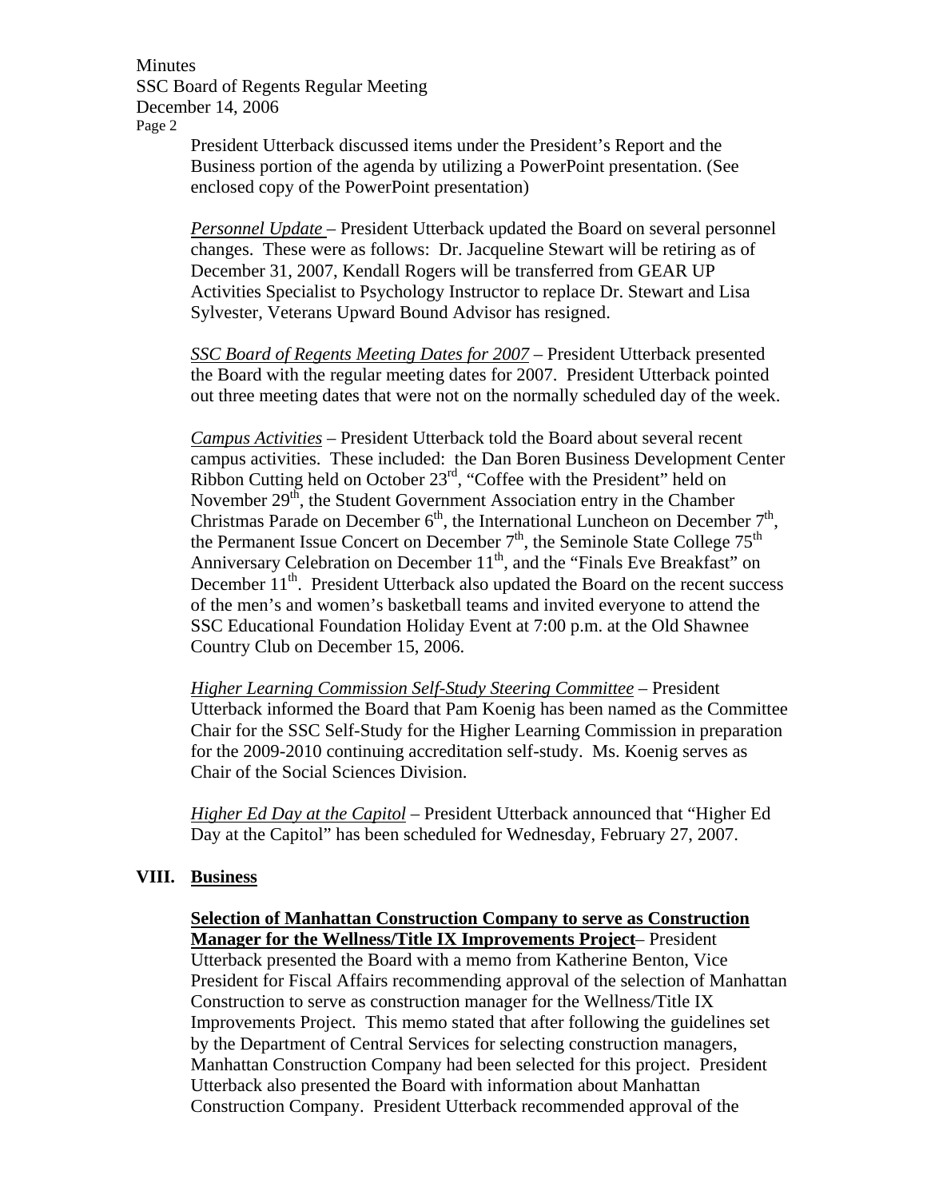President Utterback discussed items under the President's Report and the Business portion of the agenda by utilizing a PowerPoint presentation. (See enclosed copy of the PowerPoint presentation)

*Personnel Update* – President Utterback updated the Board on several personnel changes. These were as follows: Dr. Jacqueline Stewart will be retiring as of December 31, 2007, Kendall Rogers will be transferred from GEAR UP Activities Specialist to Psychology Instructor to replace Dr. Stewart and Lisa Sylvester, Veterans Upward Bound Advisor has resigned.

*SSC Board of Regents Meeting Dates for 2007* – President Utterback presented the Board with the regular meeting dates for 2007. President Utterback pointed out three meeting dates that were not on the normally scheduled day of the week.

*Campus Activities* – President Utterback told the Board about several recent campus activities. These included: the Dan Boren Business Development Center Ribbon Cutting held on October 23rd, "Coffee with the President" held on November 29th, the Student Government Association entry in the Chamber Christmas Parade on December 6th, the International Luncheon on December 7th, the Permanent Issue Concert on December 7th, the Seminole State College 75th Anniversary Celebration on December 11th, and the "Finals Eve Breakfast" on December 11th. President Utterback also updated the Board on the recent success of the men's and women's basketball teams and invited everyone to attend the SSC Educational Foundation Holiday Event at 7:00 p.m. at the Old Shawnee Country Club on December 15, 2006.

*Higher Learning Commission Self-Study Steering Committee* – President Utterback informed the Board that Pam Koenig has been named as the Committee Chair for the SSC Self-Study for the Higher Learning Commission in preparation for the 2009-2010 continuing accreditation self-study. Ms. Koenig serves as Chair of the Social Sciences Division.

*Higher Ed Day at the Capitol* – President Utterback announced that "Higher Ed Day at the Capitol" has been scheduled for Wednesday, February 27, 2007.

## VIII. Business

**Selection of Manhattan Construction Company to serve as Construction Manager for the Wellness/Title IX Improvements Project**– President Utterback presented the Board with a memo from Katherine Benton, Vice President for Fiscal Affairs recommending approval of the selection of Manhattan Construction to serve as construction manager for the Wellness/Title IX Improvements Project. This memo stated that after following the guidelines set by the Department of Central Services for selecting construction managers, Manhattan Construction Company had been selected for this project. President Utterback also presented the Board with information about Manhattan Construction Company. President Utterback recommended approval of the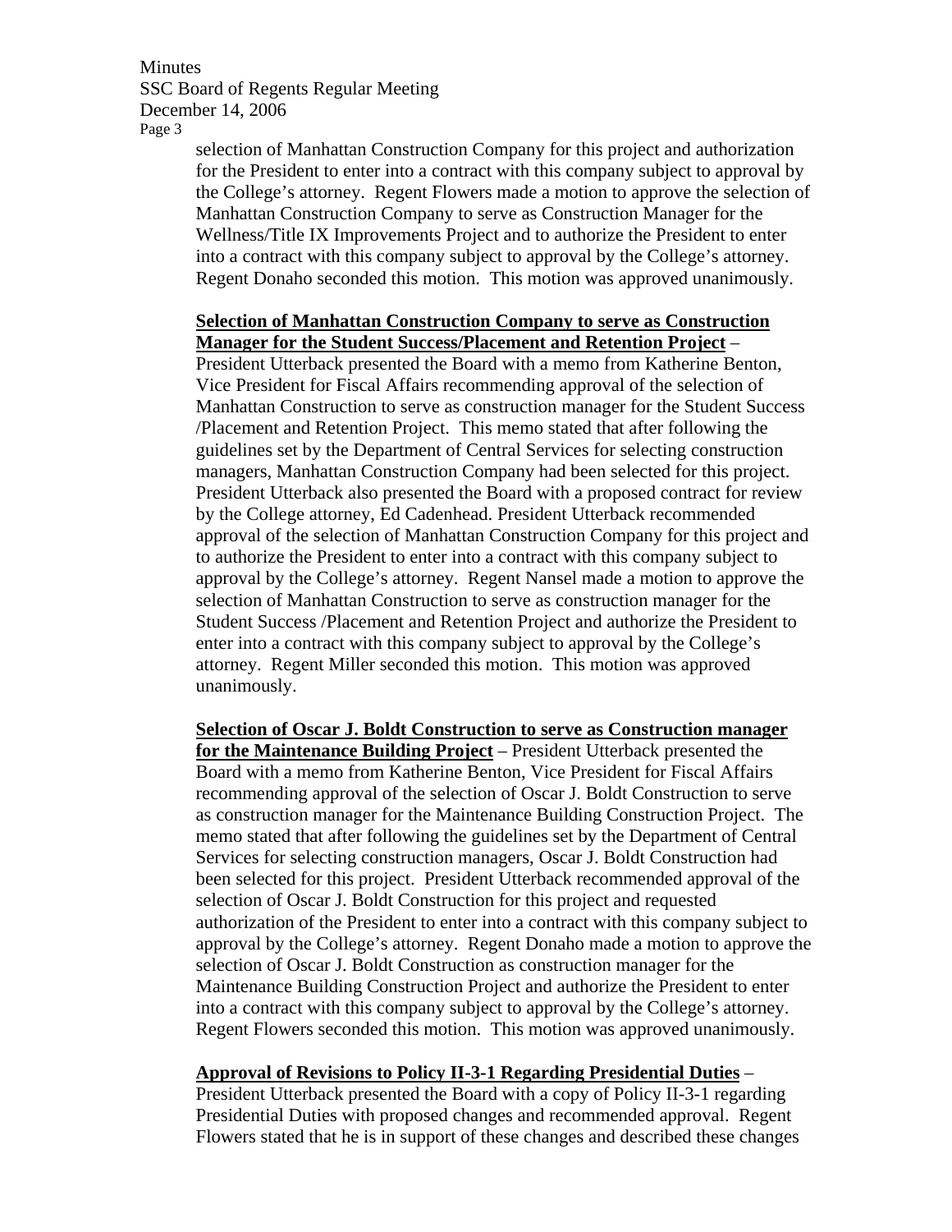selection of Manhattan Construction Company for this project and authorization for the President to enter into a contract with this company subject to approval by the College's attorney. Regent Flowers made a motion to approve the selection of Manhattan Construction Company to serve as Construction Manager for the Wellness/Title IX Improvements Project and to authorize the President to enter into a contract with this company subject to approval by the College's attorney. Regent Donaho seconded this motion. This motion was approved unanimously.

**Selection of Manhattan Construction Company to serve as Construction Manager for the Student Success/Placement and Retention Project** – President Utterback presented the Board with a memo from Katherine Benton, Vice President for Fiscal Affairs recommending approval of the selection of Manhattan Construction to serve as construction manager for the Student Success /Placement and Retention Project. This memo stated that after following the guidelines set by the Department of Central Services for selecting construction managers, Manhattan Construction Company had been selected for this project. President Utterback also presented the Board with a proposed contract for review by the College attorney, Ed Cadenhead. President Utterback recommended approval of the selection of Manhattan Construction Company for this project and to authorize the President to enter into a contract with this company subject to approval by the College's attorney. Regent Nansel made a motion to approve the selection of Manhattan Construction to serve as construction manager for the Student Success /Placement and Retention Project and authorize the President to enter into a contract with this company subject to approval by the College's attorney. Regent Miller seconded this motion. This motion was approved unanimously.

**Selection of Oscar J. Boldt Construction to serve as Construction manager for the Maintenance Building Project** – President Utterback presented the Board with a memo from Katherine Benton, Vice President for Fiscal Affairs recommending approval of the selection of Oscar J. Boldt Construction to serve as construction manager for the Maintenance Building Construction Project. The memo stated that after following the guidelines set by the Department of Central Services for selecting construction managers, Oscar J. Boldt Construction had been selected for this project. President Utterback recommended approval of the selection of Oscar J. Boldt Construction for this project and requested authorization of the President to enter into a contract with this company subject to approval by the College's attorney. Regent Donaho made a motion to approve the selection of Oscar J. Boldt Construction as construction manager for the Maintenance Building Construction Project and authorize the President to enter into a contract with this company subject to approval by the College's attorney. Regent Flowers seconded this motion. This motion was approved unanimously.

**Approval of Revisions to Policy II-3-1 Regarding Presidential Duties** – President Utterback presented the Board with a copy of Policy II-3-1 regarding Presidential Duties with proposed changes and recommended approval. Regent Flowers stated that he is in support of these changes and described these changes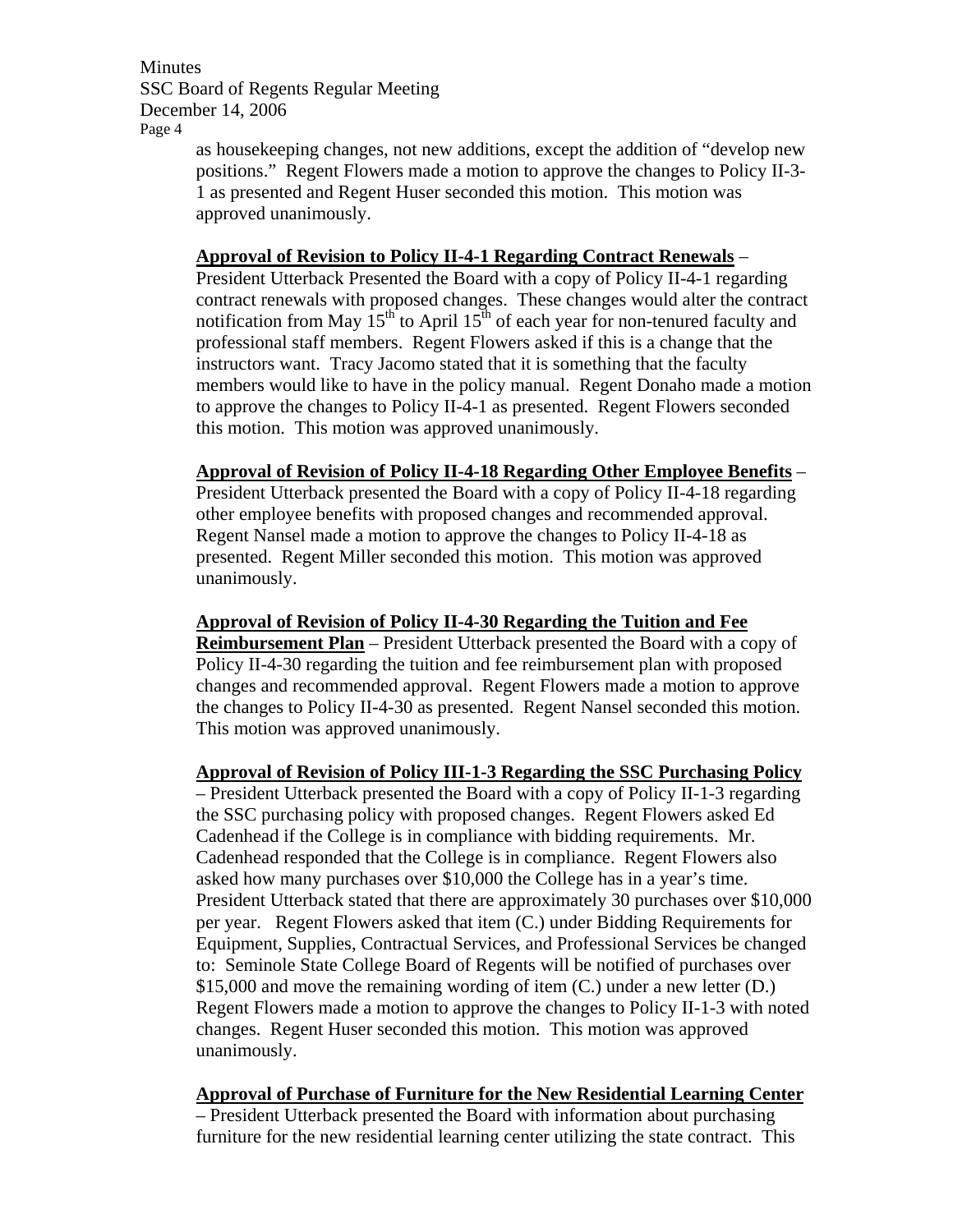as housekeeping changes, not new additions, except the addition of "develop new positions." Regent Flowers made a motion to approve the changes to Policy II-3-1 as presented and Regent Huser seconded this motion. This motion was approved unanimously.

**<u>Approval of Revision to Policy II-4-1 Regarding Contract Renewals</u>** – President Utterback Presented the Board with a copy of Policy II-4-1 regarding contract renewals with proposed changes. These changes would alter the contract notification from May 15th to April 15th of each year for non-tenured faculty and professional staff members. Regent Flowers asked if this is a change that the instructors want. Tracy Jacomo stated that it is something that the faculty members would like to have in the policy manual. Regent Donaho made a motion to approve the changes to Policy II-4-1 as presented. Regent Flowers seconded this motion. This motion was approved unanimously.

**<u>Approval of Revision of Policy II-4-18 Regarding Other Employee Benefits</u>** – President Utterback presented the Board with a copy of Policy II-4-18 regarding other employee benefits with proposed changes and recommended approval. Regent Nansel made a motion to approve the changes to Policy II-4-18 as presented. Regent Miller seconded this motion. This motion was approved unanimously.

**<u>Approval of Revision of Policy II-4-30 Regarding the Tuition and Fee Reimbursement Plan</u>** – President Utterback presented the Board with a copy of Policy II-4-30 regarding the tuition and fee reimbursement plan with proposed changes and recommended approval. Regent Flowers made a motion to approve the changes to Policy II-4-30 as presented. Regent Nansel seconded this motion. This motion was approved unanimously.

**<u>Approval of Revision of Policy III-1-3 Regarding the SSC Purchasing Policy</u>** – President Utterback presented the Board with a copy of Policy II-1-3 regarding the SSC purchasing policy with proposed changes. Regent Flowers asked Ed Cadenhead if the College is in compliance with bidding requirements. Mr. Cadenhead responded that the College is in compliance. Regent Flowers also asked how many purchases over $10,000 the College has in a year's time. President Utterback stated that there are approximately 30 purchases over $10,000 per year. Regent Flowers asked that item (C.) under Bidding Requirements for Equipment, Supplies, Contractual Services, and Professional Services be changed to: Seminole State College Board of Regents will be notified of purchases over $15,000 and move the remaining wording of item (C.) under a new letter (D.) Regent Flowers made a motion to approve the changes to Policy II-1-3 with noted changes. Regent Huser seconded this motion. This motion was approved unanimously.

**<u>Approval of Purchase of Furniture for the New Residential Learning Center</u>** – President Utterback presented the Board with information about purchasing furniture for the new residential learning center utilizing the state contract. This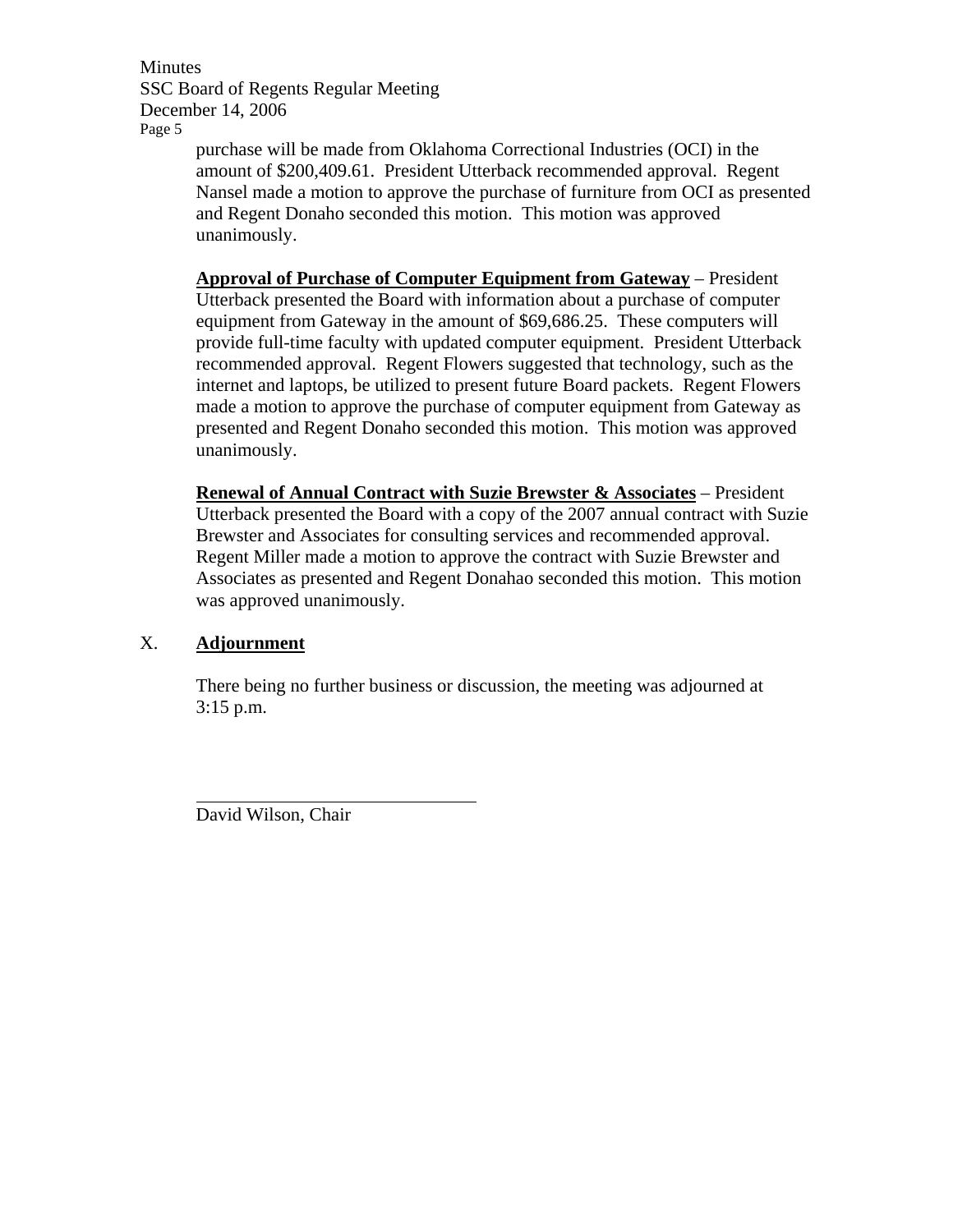purchase will be made from Oklahoma Correctional Industries (OCI) in the amount of $200,409.61. President Utterback recommended approval. Regent Nansel made a motion to approve the purchase of furniture from OCI as presented and Regent Donaho seconded this motion. This motion was approved unanimously.

**Approval of Purchase of Computer Equipment from Gateway** – President Utterback presented the Board with information about a purchase of computer equipment from Gateway in the amount of $69,686.25. These computers will provide full-time faculty with updated computer equipment. President Utterback recommended approval. Regent Flowers suggested that technology, such as the internet and laptops, be utilized to present future Board packets. Regent Flowers made a motion to approve the purchase of computer equipment from Gateway as presented and Regent Donaho seconded this motion. This motion was approved unanimously.

**Renewal of Annual Contract with Suzie Brewster & Associates** – President Utterback presented the Board with a copy of the 2007 annual contract with Suzie Brewster and Associates for consulting services and recommended approval. Regent Miller made a motion to approve the contract with Suzie Brewster and Associates as presented and Regent Donahao seconded this motion. This motion was approved unanimously.

## X. Adjournment

There being no further business or discussion, the meeting was adjourned at 3:15 p.m.

\_\_\_\_\_\_\_\_\_\_\_\_\_\_\_\_\_\_\_\_\_\_\_\_\_\_\_\_\_\_

David Wilson, Chair